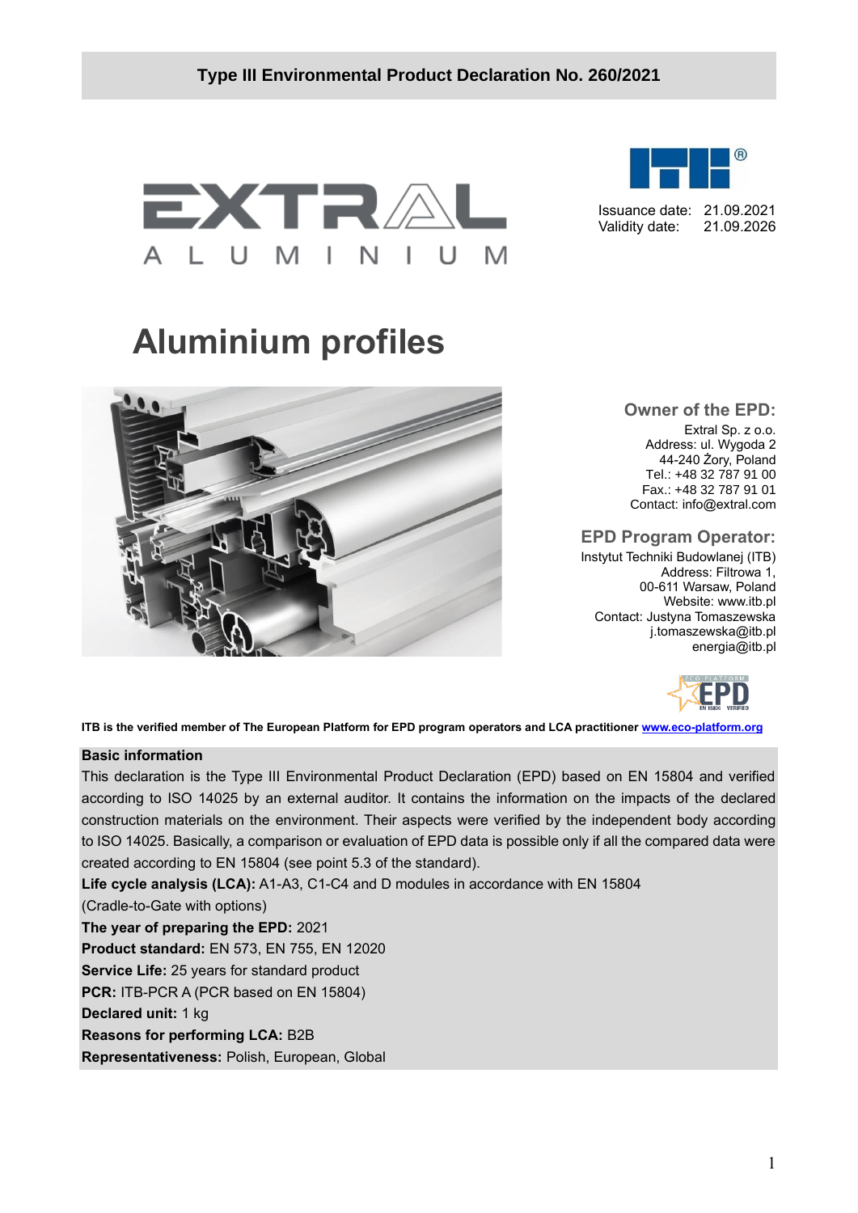# Type III Environmental Product Declaration No. 260/2021

EXTRAL ALUMINIUM

Issuance date: 21.09.2021
Validity date: 21.09.2026

# Aluminium profiles

## Owner of the EPD:

Extral Sp. z o.o.
Address: ul. Wygoda 2
44-240 Żory, Poland
Tel.: +48 32 787 91 00
Fax.: +48 32 787 91 01
Contact: info@extral.com

## EPD Program Operator:

Instytut Techniki Budowlanej (ITB)
Address: Filtrowa 1,
00-611 Warsaw, Poland
Website: www.itb.pl
Contact: Justyna Tomaszewska
j.tomaszewska@itb.pl
energia@itb.pl

**ITB is the verified member of The European Platform for EPD program operators and LCA practitioner www.eco-platform.org**

**Basic information**

This declaration is the Type III Environmental Product Declaration (EPD) based on EN 15804 and verified according to ISO 14025 by an external auditor. It contains the information on the impacts of the declared construction materials on the environment. Their aspects were verified by the independent body according to ISO 14025. Basically, a comparison or evaluation of EPD data is possible only if all the compared data were created according to EN 15804 (see point 5.3 of the standard).

**Life cycle analysis (LCA):** A1-A3, C1-C4 and D modules in accordance with EN 15804 (Cradle-to-Gate with options)

**The year of preparing the EPD:** 2021

**Product standard:** EN 573, EN 755, EN 12020

**Service Life:** 25 years for standard product

**PCR:** ITB-PCR A (PCR based on EN 15804)

**Declared unit:** 1 kg

**Reasons for performing LCA:** B2B

**Representativeness:** Polish, European, Global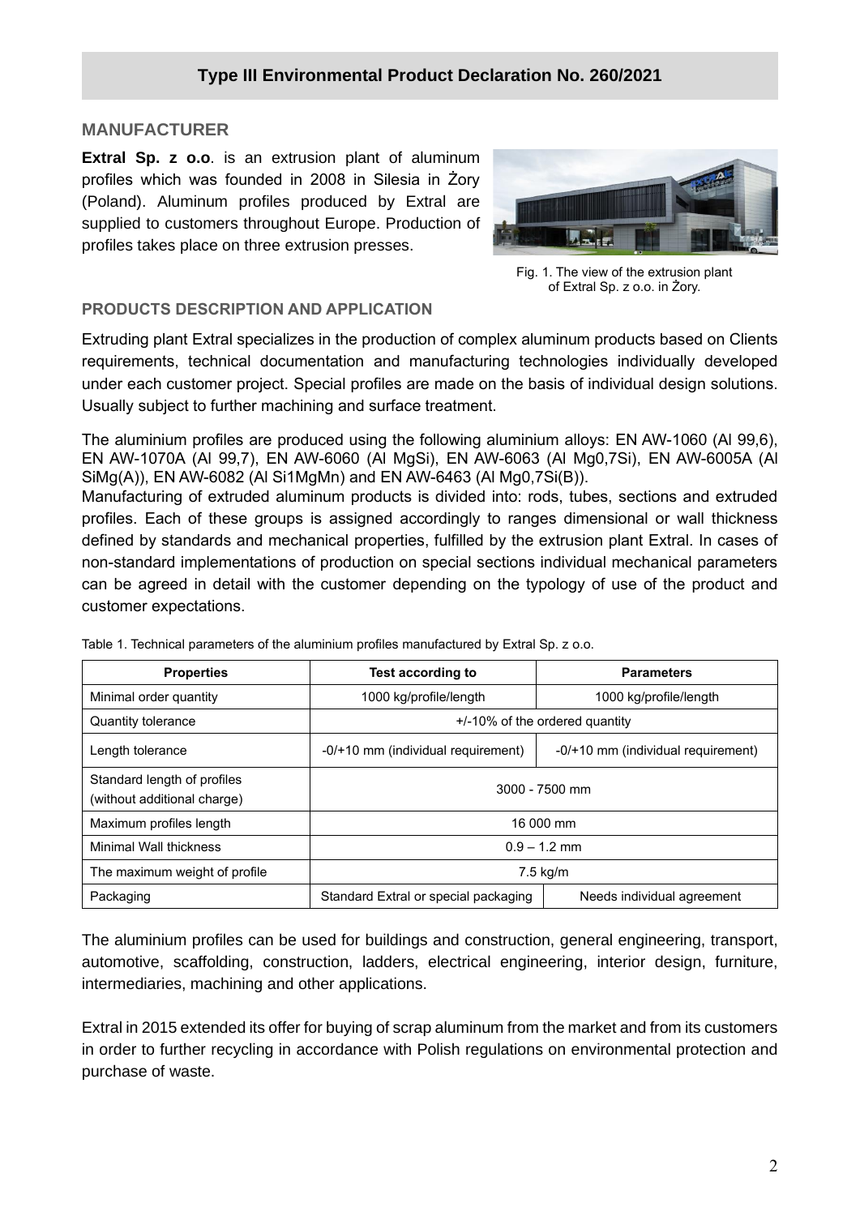## Type III Environmental Product Declaration No. 260/2021

### MANUFACTURER

**Extral Sp. z o.o**. is an extrusion plant of aluminum profiles which was founded in 2008 in Silesia in Żory (Poland). Aluminum profiles produced by Extral are supplied to customers throughout Europe. Production of profiles takes place on three extrusion presses.

Fig. 1. The view of the extrusion plant of Extral Sp. z o.o. in Żory.

### PRODUCTS DESCRIPTION AND APPLICATION

Extruding plant Extral specializes in the production of complex aluminum products based on Clients requirements, technical documentation and manufacturing technologies individually developed under each customer project. Special profiles are made on the basis of individual design solutions. Usually subject to further machining and surface treatment.

The aluminium profiles are produced using the following aluminium alloys: EN AW-1060 (Al 99,6), EN AW-1070A (Al 99,7), EN AW-6060 (Al MgSi), EN AW-6063 (Al Mg0,7Si), EN AW-6005A (Al SiMg(A)), EN AW-6082 (Al Si1MgMn) and EN AW-6463 (Al Mg0,7Si(B)).
Manufacturing of extruded aluminum products is divided into: rods, tubes, sections and extruded profiles. Each of these groups is assigned accordingly to ranges dimensional or wall thickness defined by standards and mechanical properties, fulfilled by the extrusion plant Extral. In cases of non-standard implementations of production on special sections individual mechanical parameters can be agreed in detail with the customer depending on the typology of use of the product and customer expectations.

Table 1. Technical parameters of the aluminium profiles manufactured by Extral Sp. z o.o.

| Properties | Test according to | Parameters |
|---|---|---|
| Minimal order quantity | 1000 kg/profile/length | 1000 kg/profile/length |
| Quantity tolerance | +/-10% of the ordered quantity | |
| Length tolerance | -0/+10 mm (individual requirement) | -0/+10 mm (individual requirement) |
| Standard length of profiles (without additional charge) | 3000 - 7500 mm | |
| Maximum profiles length | 16 000 mm | |
| Minimal Wall thickness | 0.9 – 1.2 mm | |
| The maximum weight of profile | 7.5 kg/m | |
| Packaging | Standard Extral or special packaging | Needs individual agreement |

The aluminium profiles can be used for buildings and construction, general engineering, transport, automotive, scaffolding, construction, ladders, electrical engineering, interior design, furniture, intermediaries, machining and other applications.

Extral in 2015 extended its offer for buying of scrap aluminum from the market and from its customers in order to further recycling in accordance with Polish regulations on environmental protection and purchase of waste.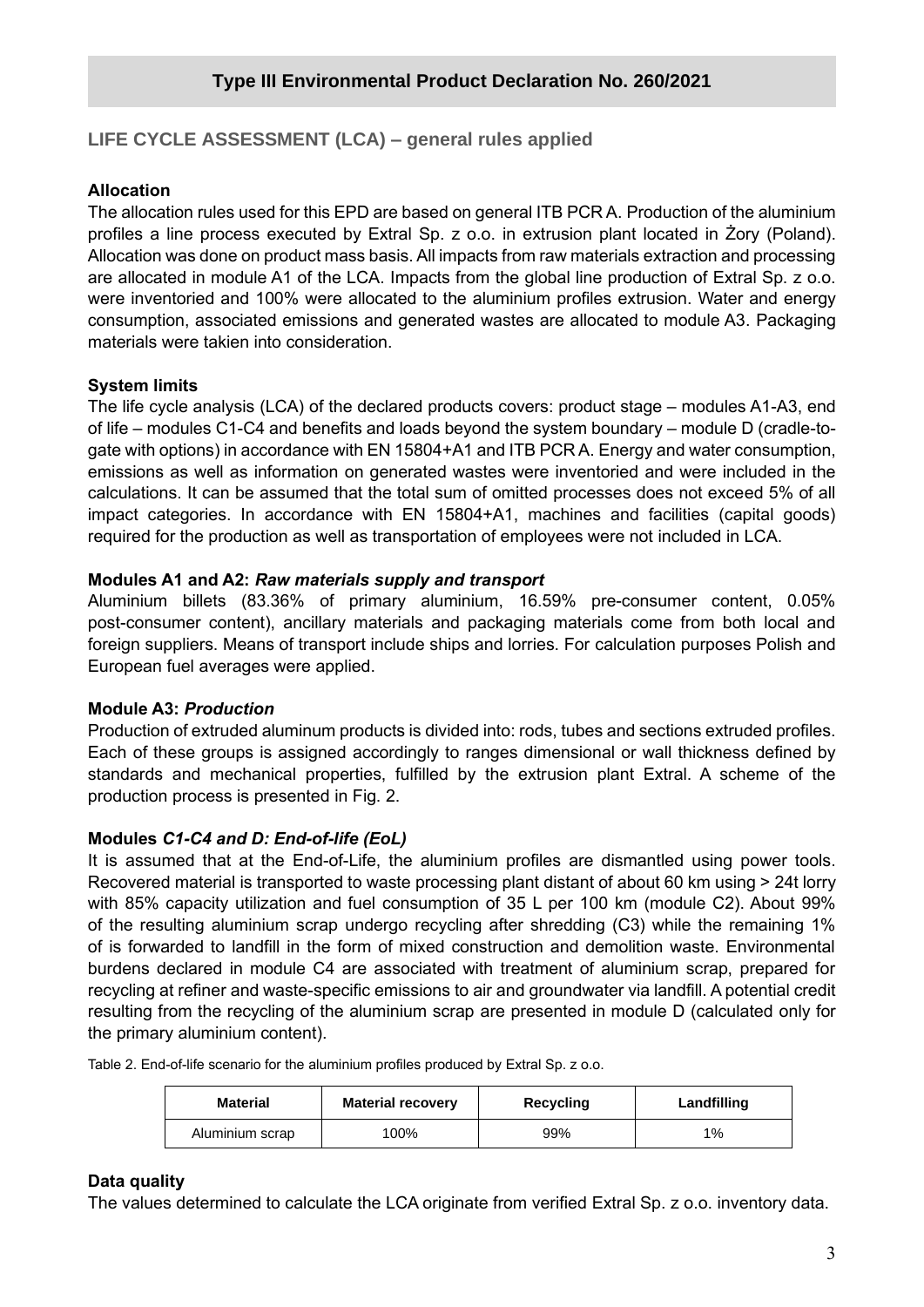## Type III Environmental Product Declaration No. 260/2021

### LIFE CYCLE ASSESSMENT (LCA) – general rules applied

**Allocation**

The allocation rules used for this EPD are based on general ITB PCR A. Production of the aluminium profiles a line process executed by Extral Sp. z o.o. in extrusion plant located in Żory (Poland). Allocation was done on product mass basis. All impacts from raw materials extraction and processing are allocated in module A1 of the LCA. Impacts from the global line production of Extral Sp. z o.o. were inventoried and 100% were allocated to the aluminium profiles extrusion. Water and energy consumption, associated emissions and generated wastes are allocated to module A3. Packaging materials were takien into consideration.

**System limits**

The life cycle analysis (LCA) of the declared products covers: product stage – modules A1-A3, end of life – modules C1-C4 and benefits and loads beyond the system boundary – module D (cradle-to-gate with options) in accordance with EN 15804+A1 and ITB PCR A. Energy and water consumption, emissions as well as information on generated wastes were inventoried and were included in the calculations. It can be assumed that the total sum of omitted processes does not exceed 5% of all impact categories. In accordance with EN 15804+A1, machines and facilities (capital goods) required for the production as well as transportation of employees were not included in LCA.

**Modules A1 and A2:** ***Raw materials supply and transport***

Aluminium billets (83.36% of primary aluminium, 16.59% pre-consumer content, 0.05% post-consumer content), ancillary materials and packaging materials come from both local and foreign suppliers. Means of transport include ships and lorries. For calculation purposes Polish and European fuel averages were applied.

**Module A3:** ***Production***

Production of extruded aluminum products is divided into: rods, tubes and sections extruded profiles. Each of these groups is assigned accordingly to ranges dimensional or wall thickness defined by standards and mechanical properties, fulfilled by the extrusion plant Extral. A scheme of the production process is presented in Fig. 2.

**Modules** ***C1-C4 and D: End-of-life (EoL)***

It is assumed that at the End-of-Life, the aluminium profiles are dismantled using power tools. Recovered material is transported to waste processing plant distant of about 60 km using > 24t lorry with 85% capacity utilization and fuel consumption of 35 L per 100 km (module C2). About 99% of the resulting aluminium scrap undergo recycling after shredding (C3) while the remaining 1% of is forwarded to landfill in the form of mixed construction and demolition waste. Environmental burdens declared in module C4 are associated with treatment of aluminium scrap, prepared for recycling at refiner and waste-specific emissions to air and groundwater via landfill. A potential credit resulting from the recycling of the aluminium scrap are presented in module D (calculated only for the primary aluminium content).

Table 2. End-of-life scenario for the aluminium profiles produced by Extral Sp. z o.o.

| Material | Material recovery | Recycling | Landfilling |
|---|---|---|---|
| Aluminium scrap | 100% | 99% | 1% |

**Data quality**

The values determined to calculate the LCA originate from verified Extral Sp. z o.o. inventory data.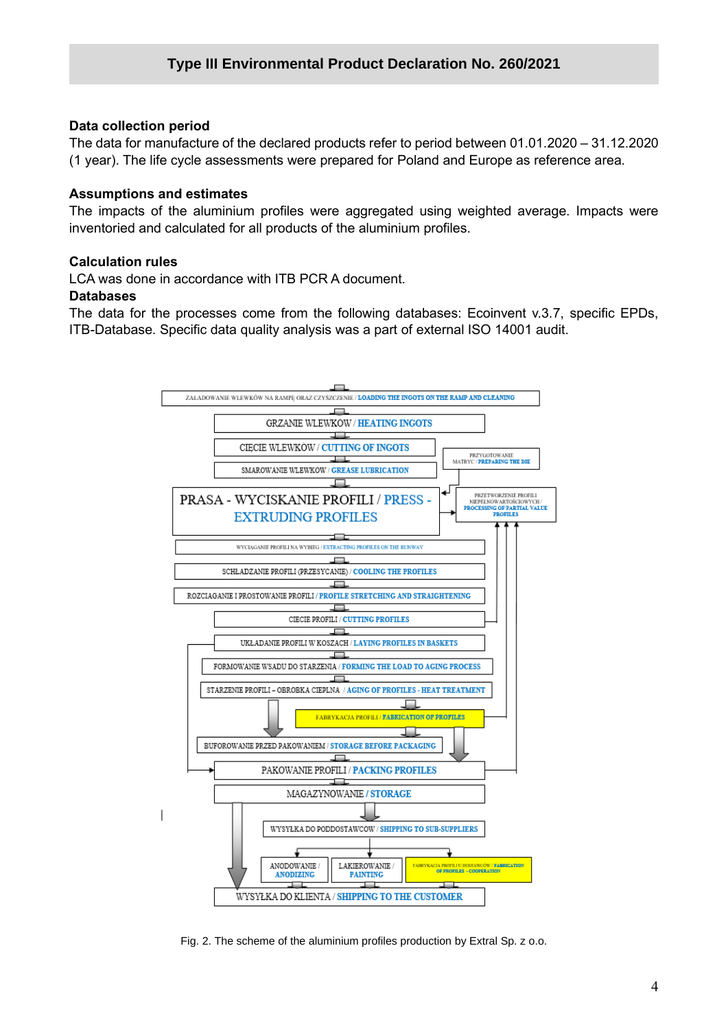## Data collection period

The data for manufacture of the declared products refer to period between 01.01.2020 – 31.12.2020 (1 year). The life cycle assessments were prepared for Poland and Europe as reference area.

## Assumptions and estimates

The impacts of the aluminium profiles were aggregated using weighted average. Impacts were inventoried and calculated for all products of the aluminium profiles.

## Calculation rules

LCA was done in accordance with ITB PCR A document.

## Databases

The data for the processes come from the following databases: Ecoinvent v.3.7, specific EPDs, ITB-Database. Specific data quality analysis was a part of external ISO 14001 audit.

ZAŁADOWANIE WLEWKÓW NA RAMPĘ ORAZ CZYSZCZENIE / LOADING THE INGOTS ON THE RAMP AND CLEANING

GRZANIE WLEWKÓW / HEATING INGOTS

CIĘCIE WLEWKÓW / CUTTING OF INGOTS

SMAROWANIE WLEWKÓW / GREASE LUBRICATION

PRZYGOTOWANIE MATRYC / PREPARING THE DIE

PRASA - WYCISKANIE PROFILI / PRESS - EXTRUDING PROFILES

PRZETWORZENIE PROFILI NIEPEŁNOWARTOŚCIOWYCH / PROCESSING OF PARTIAL VALUE PROFILES

WYCIĄGANIE PROFILI NA WYBIEG / EXTRACTING PROFILES ON THE RUNWAY

SCHŁADZANIE PROFILI (PRZESYCANIE) / COOLING THE PROFILES

ROZCIĄGANIE I PROSTOWANIE PROFILI / PROFILE STRETCHING AND STRAIGHTENING

CIĘCIE PROFILI / CUTTING PROFILES

UKŁADANIE PROFILI W KOSZACH / LAYING PROFILES IN BASKETS

FORMOWANIE WSADU DO STARZENIA / FORMING THE LOAD TO AGING PROCESS

STARZENIE PROFILI – OBRÓBKA CIEPLNA / AGING OF PROFILES - HEAT TREATMENT

FABRYKACJA PROFILI / FABRICATION OF PROFILES

BUFOROWANIE PRZED PAKOWANIEM / STORAGE BEFORE PACKAGING

PAKOWANIE PROFILI / PACKING PROFILES

MAGAZYNOWANIE / STORAGE

WYSYŁKA DO PODDOSTAWCÓW / SHIPPING TO SUB-SUPPLIERS

ANODOWANIE / ANODIZING

LAKIEROWANIE / PAINTING

FABRYKACJA PROFILI U DOSTAWCÓW / FABRICATION OF PROFILES - COOPERATION

WYSYŁKA DO KLIENTA / SHIPPING TO THE CUSTOMER

Fig. 2. The scheme of the aluminium profiles production by Extral Sp. z o.o.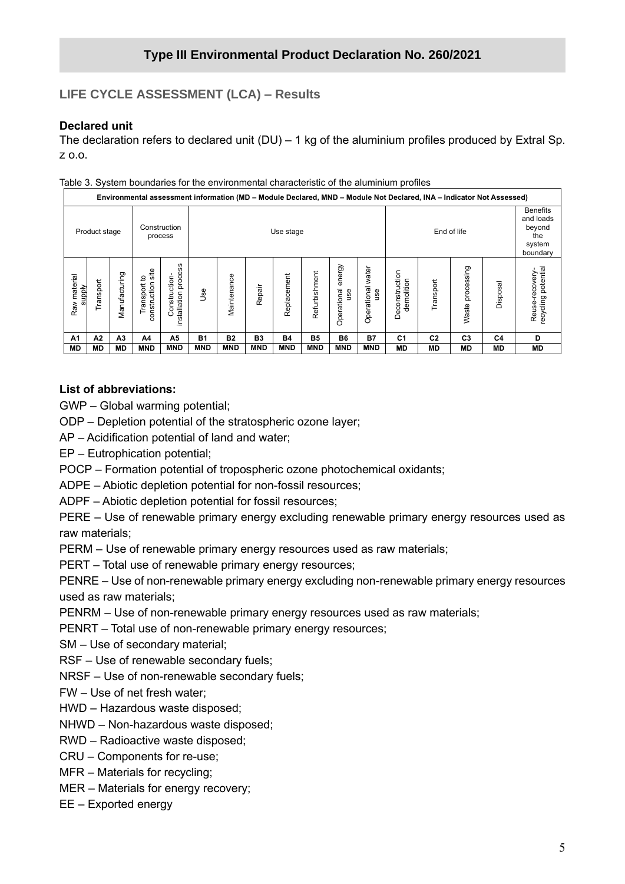## Type III Environmental Product Declaration No. 260/2021

### LIFE CYCLE ASSESSMENT (LCA) – Results

**Declared unit**

The declaration refers to declared unit (DU) – 1 kg of the aluminium profiles produced by Extral Sp. z o.o.

Table 3. System boundaries for the environmental characteristic of the aluminium profiles

| Environmental assessment information (MD – Module Declared, MND – Module Not Declared, INA – Indicator Not Assessed) | | | | | | | | | | | | | | | | |
|---|---|---|---|---|---|---|---|---|---|---|---|---|---|---|---|---|
| Product stage | | | Construction process | | Use stage | | | | | | | End of life | | | | Benefits and loads beyond the system boundary |
| Raw material supply | Transport | Manufacturing | Transport to construction site | Construction-installation process | Use | Maintenance | Repair | Replacement | Refurbishment | Operational energy use | Operational water use | Deconstruction demolition | Transport | Waste processing | Disposal | Reuse-recovery-recycling potential |
| A1 | A2 | A3 | A4 | A5 | B1 | B2 | B3 | B4 | B5 | B6 | B7 | C1 | C2 | C3 | C4 | D |
| MD | MD | MD | MND | MND | MND | MND | MND | MND | MND | MND | MND | MD | MD | MD | MD | MD |

**List of abbreviations:**

GWP – Global warming potential;

ODP – Depletion potential of the stratospheric ozone layer;

AP – Acidification potential of land and water;

EP – Eutrophication potential;

POCP – Formation potential of tropospheric ozone photochemical oxidants;

ADPE – Abiotic depletion potential for non-fossil resources;

ADPF – Abiotic depletion potential for fossil resources;

PERE – Use of renewable primary energy excluding renewable primary energy resources used as raw materials;

PERM – Use of renewable primary energy resources used as raw materials;

PERT – Total use of renewable primary energy resources;

PENRE – Use of non-renewable primary energy excluding non-renewable primary energy resources used as raw materials;

PENRM – Use of non-renewable primary energy resources used as raw materials;

PENRT – Total use of non-renewable primary energy resources;

SM – Use of secondary material;

RSF – Use of renewable secondary fuels;

NRSF – Use of non-renewable secondary fuels;

FW – Use of net fresh water;

HWD – Hazardous waste disposed;

NHWD – Non-hazardous waste disposed;

RWD – Radioactive waste disposed;

CRU – Components for re-use;

MFR – Materials for recycling;

MER – Materials for energy recovery;

EE – Exported energy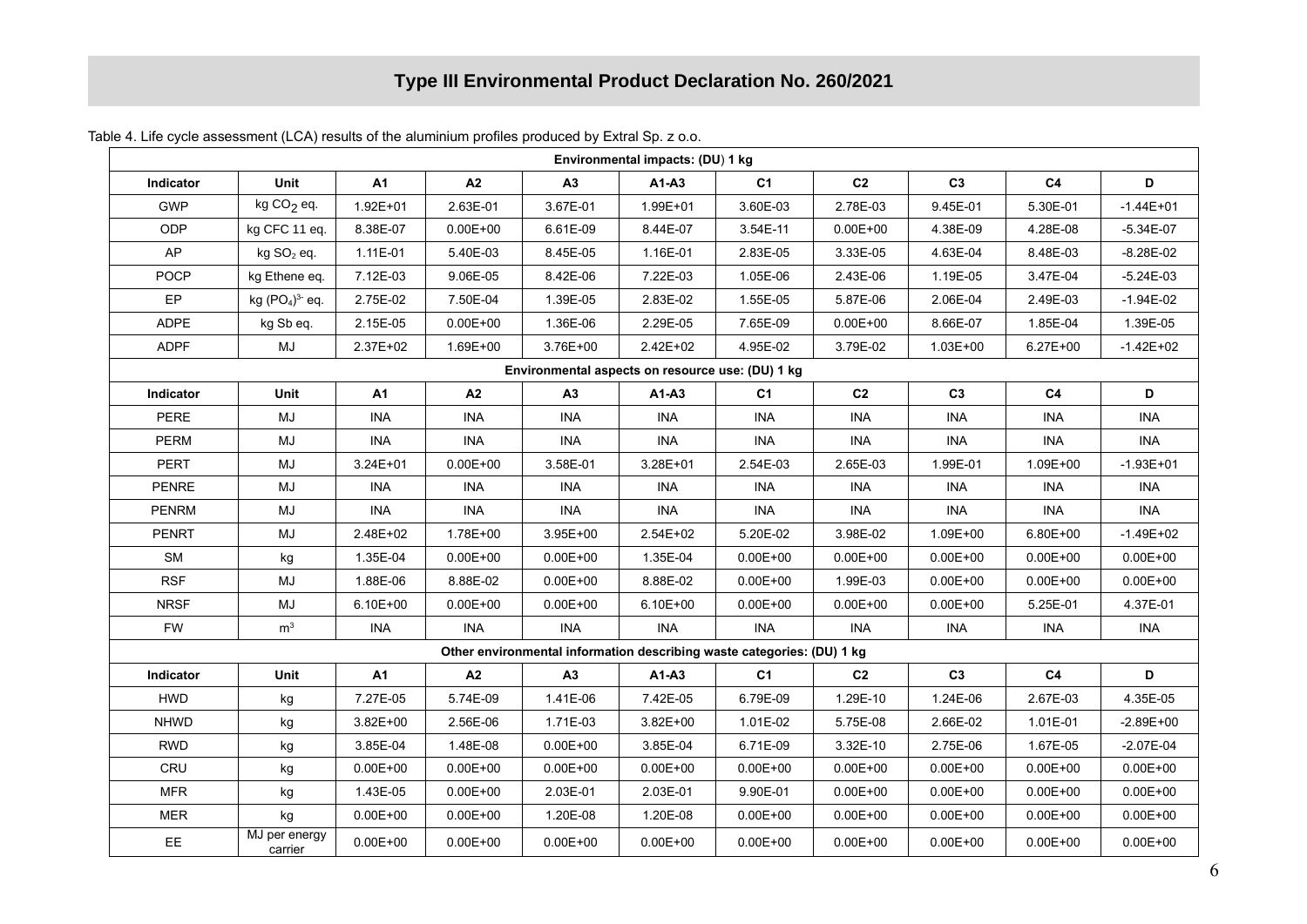Type III Environmental Product Declaration No. 260/2021

Table 4. Life cycle assessment (LCA) results of the aluminium profiles produced by Extral Sp. z o.o.

| Environmental impacts: (DU) 1 kg | | | | | | | | | | |
|---|---|---|---|---|---|---|---|---|---|---|
| **Indicator** | **Unit** | **A1** | **A2** | **A3** | **A1-A3** | **C1** | **C2** | **C3** | **C4** | **D** |
| GWP | kg $CO_2$ eq. | 1.92E+01 | 2.63E-01 | 3.67E-01 | 1.99E+01 | 3.60E-03 | 2.78E-03 | 9.45E-01 | 5.30E-01 | -1.44E+01 |
| ODP | kg CFC 11 eq. | 8.38E-07 | 0.00E+00 | 6.61E-09 | 8.44E-07 | 3.54E-11 | 0.00E+00 | 4.38E-09 | 4.28E-08 | -5.34E-07 |
| AP | kg $SO_2$ eq. | 1.11E-01 | 5.40E-03 | 8.45E-05 | 1.16E-01 | 2.83E-05 | 3.33E-05 | 4.63E-04 | 8.48E-03 | -8.28E-02 |
| POCP | kg Ethene eq. | 7.12E-03 | 9.06E-05 | 8.42E-06 | 7.22E-03 | 1.05E-06 | 2.43E-06 | 1.19E-05 | 3.47E-04 | -5.24E-03 |
| EP | kg $(PO_4)^{3-}$ eq. | 2.75E-02 | 7.50E-04 | 1.39E-05 | 2.83E-02 | 1.55E-05 | 5.87E-06 | 2.06E-04 | 2.49E-03 | -1.94E-02 |
| ADPE | kg Sb eq. | 2.15E-05 | 0.00E+00 | 1.36E-06 | 2.29E-05 | 7.65E-09 | 0.00E+00 | 8.66E-07 | 1.85E-04 | 1.39E-05 |
| ADPF | MJ | 2.37E+02 | 1.69E+00 | 3.76E+00 | 2.42E+02 | 4.95E-02 | 3.79E-02 | 1.03E+00 | 6.27E+00 | -1.42E+02 |
| **Environmental aspects on resource use: (DU) 1 kg** | | | | | | | | | | |
| **Indicator** | **Unit** | **A1** | **A2** | **A3** | **A1-A3** | **C1** | **C2** | **C3** | **C4** | **D** |
| PERE | MJ | INA | INA | INA | INA | INA | INA | INA | INA | INA |
| PERM | MJ | INA | INA | INA | INA | INA | INA | INA | INA | INA |
| PERT | MJ | 3.24E+01 | 0.00E+00 | 3.58E-01 | 3.28E+01 | 2.54E-03 | 2.65E-03 | 1.99E-01 | 1.09E+00 | -1.93E+01 |
| PENRE | MJ | INA | INA | INA | INA | INA | INA | INA | INA | INA |
| PENRM | MJ | INA | INA | INA | INA | INA | INA | INA | INA | INA |
| PENRT | MJ | 2.48E+02 | 1.78E+00 | 3.95E+00 | 2.54E+02 | 5.20E-02 | 3.98E-02 | 1.09E+00 | 6.80E+00 | -1.49E+02 |
| SM | kg | 1.35E-04 | 0.00E+00 | 0.00E+00 | 1.35E-04 | 0.00E+00 | 0.00E+00 | 0.00E+00 | 0.00E+00 | 0.00E+00 |
| RSF | MJ | 1.88E-06 | 8.88E-02 | 0.00E+00 | 8.88E-02 | 0.00E+00 | 1.99E-03 | 0.00E+00 | 0.00E+00 | 0.00E+00 |
| NRSF | MJ | 6.10E+00 | 0.00E+00 | 0.00E+00 | 6.10E+00 | 0.00E+00 | 0.00E+00 | 0.00E+00 | 5.25E-01 | 4.37E-01 |
| FW | $m^3$ | INA | INA | INA | INA | INA | INA | INA | INA | INA |
| **Other environmental information describing waste categories: (DU) 1 kg** | | | | | | | | | | |
| **Indicator** | **Unit** | **A1** | **A2** | **A3** | **A1-A3** | **C1** | **C2** | **C3** | **C4** | **D** |
| HWD | kg | 7.27E-05 | 5.74E-09 | 1.41E-06 | 7.42E-05 | 6.79E-09 | 1.29E-10 | 1.24E-06 | 2.67E-03 | 4.35E-05 |
| NHWD | kg | 3.82E+00 | 2.56E-06 | 1.71E-03 | 3.82E+00 | 1.01E-02 | 5.75E-08 | 2.66E-02 | 1.01E-01 | -2.89E+00 |
| RWD | kg | 3.85E-04 | 1.48E-08 | 0.00E+00 | 3.85E-04 | 6.71E-09 | 3.32E-10 | 2.75E-06 | 1.67E-05 | -2.07E-04 |
| CRU | kg | 0.00E+00 | 0.00E+00 | 0.00E+00 | 0.00E+00 | 0.00E+00 | 0.00E+00 | 0.00E+00 | 0.00E+00 | 0.00E+00 |
| MFR | kg | 1.43E-05 | 0.00E+00 | 2.03E-01 | 2.03E-01 | 9.90E-01 | 0.00E+00 | 0.00E+00 | 0.00E+00 | 0.00E+00 |
| MER | kg | 0.00E+00 | 0.00E+00 | 1.20E-08 | 1.20E-08 | 0.00E+00 | 0.00E+00 | 0.00E+00 | 0.00E+00 | 0.00E+00 |
| EE | MJ per energy carrier | 0.00E+00 | 0.00E+00 | 0.00E+00 | 0.00E+00 | 0.00E+00 | 0.00E+00 | 0.00E+00 | 0.00E+00 | 0.00E+00 |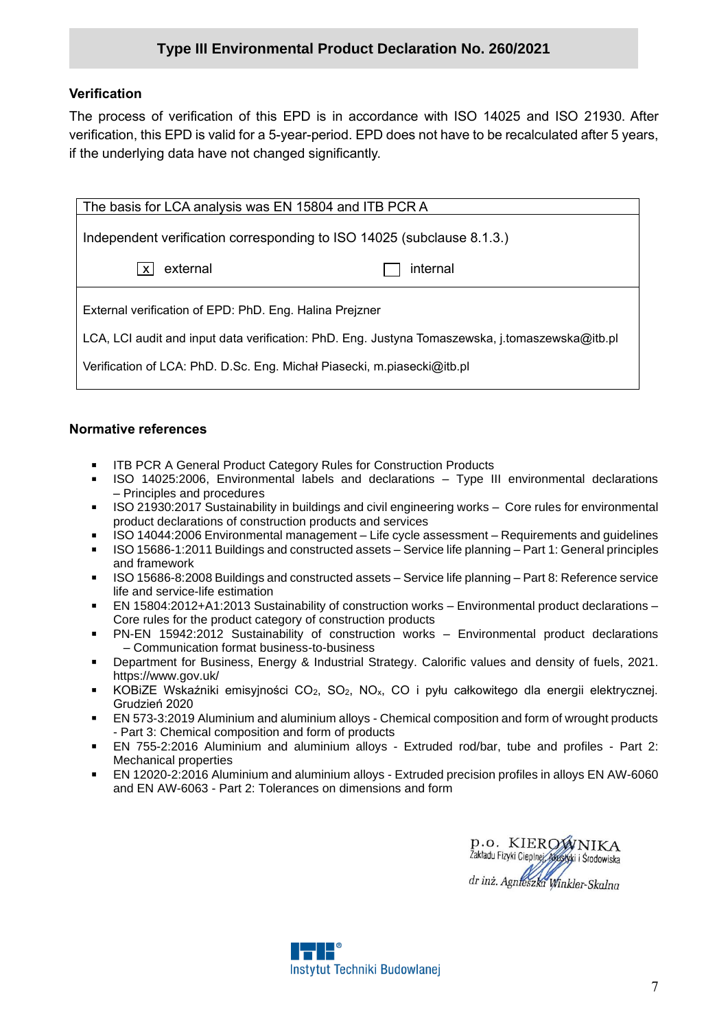Type III Environmental Product Declaration No. 260/2021

## Verification

The process of verification of this EPD is in accordance with ISO 14025 and ISO 21930. After verification, this EPD is valid for a 5-year-period. EPD does not have to be recalculated after 5 years, if the underlying data have not changed significantly.

| The basis for LCA analysis was EN 15804 and ITB PCR A | |
|---|---|
| Independent verification corresponding to ISO 14025 (subclause 8.1.3.) | |
| [x] external | [ ] internal |
| External verification of EPD: PhD. Eng. Halina Prejzner<br>LCA, LCI audit and input data verification: PhD. Eng. Justyna Tomaszewska, j.tomaszewska@itb.pl<br>Verification of LCA: PhD. D.Sc. Eng. Michał Piasecki, m.piasecki@itb.pl | |

## Normative references

- ITB PCR A General Product Category Rules for Construction Products
- ISO 14025:2006, Environmental labels and declarations – Type III environmental declarations – Principles and procedures
- ISO 21930:2017 Sustainability in buildings and civil engineering works – Core rules for environmental product declarations of construction products and services
- ISO 14044:2006 Environmental management – Life cycle assessment – Requirements and guidelines
- ISO 15686-1:2011 Buildings and constructed assets – Service life planning – Part 1: General principles and framework
- ISO 15686-8:2008 Buildings and constructed assets – Service life planning – Part 8: Reference service life and service-life estimation
- EN 15804:2012+A1:2013 Sustainability of construction works – Environmental product declarations – Core rules for the product category of construction products
- PN-EN 15942:2012 Sustainability of construction works – Environmental product declarations – Communication format business-to-business
- Department for Business, Energy & Industrial Strategy. Calorific values and density of fuels, 2021. https://www.gov.uk/
- KOBiZE Wskaźniki emisyjności $CO_2$, $SO_2$, $NO_x$, CO i pyłu całkowitego dla energii elektrycznej. Grudzień 2020
- EN 573-3:2019 Aluminium and aluminium alloys - Chemical composition and form of wrought products - Part 3: Chemical composition and form of products
- EN 755-2:2016 Aluminium and aluminium alloys - Extruded rod/bar, tube and profiles - Part 2: Mechanical properties
- EN 12020-2:2016 Aluminium and aluminium alloys - Extruded precision profiles in alloys EN AW-6060 and EN AW-6063 - Part 2: Tolerances on dimensions and form

p.o. KIEROWNIKA
Zakładu Fizyki Cieplnej, Akustyki i Środowiska

*dr inż. Agnieszka Winkler-Skalna*

Instytut Techniki Budowlanej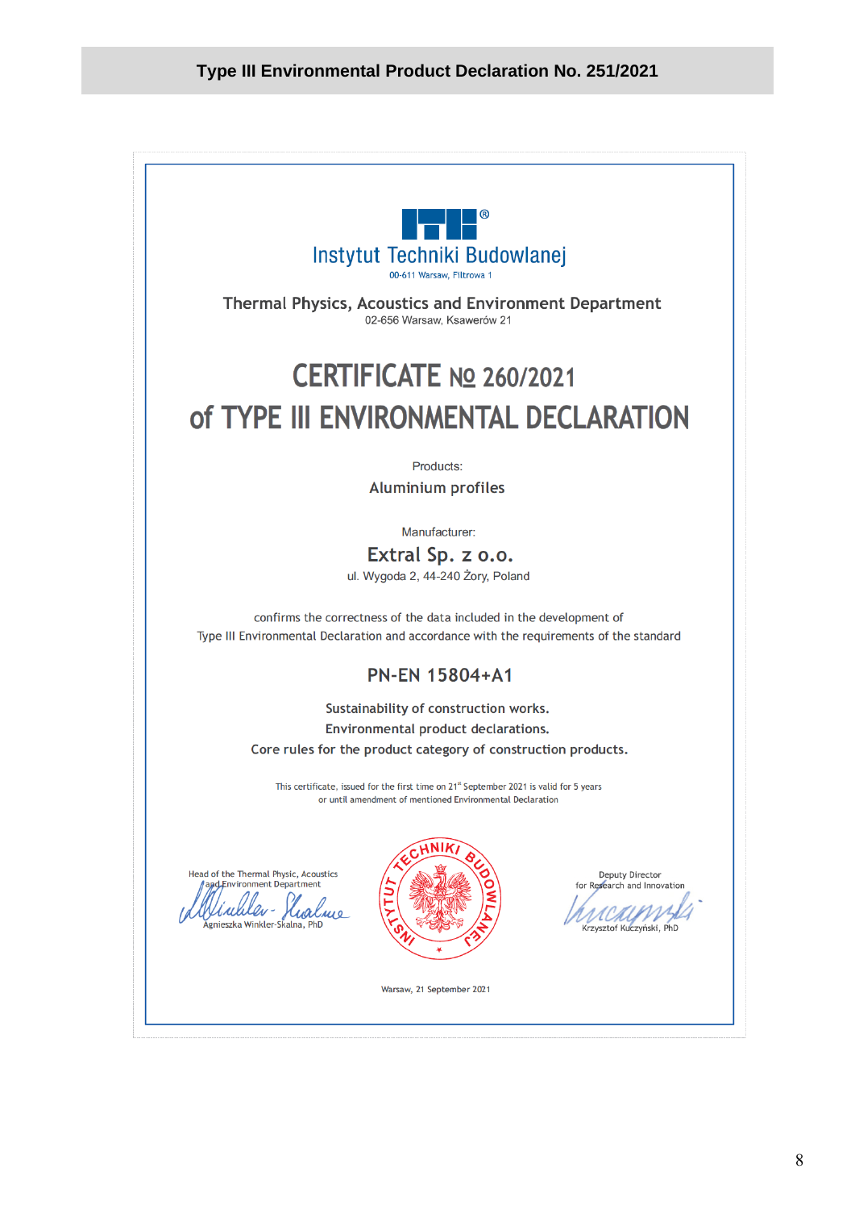# Type III Environmental Product Declaration No. 251/2021

Instytut Techniki Budowlanej
00-611 Warsaw, Filtrowa 1

Thermal Physics, Acoustics and Environment Department
02-656 Warsaw, Ksawerów 21

## CERTIFICATE № 260/2021
## of TYPE III ENVIRONMENTAL DECLARATION

Products:

**Aluminium profiles**

Manufacturer:

**Extral Sp. z o.o.**

ul. Wygoda 2, 44-240 Żory, Poland

confirms the correctness of the data included in the development of
Type III Environmental Declaration and accordance with the requirements of the standard

**PN-EN 15804+A1**

**Sustainability of construction works.**
**Environmental product declarations.**
**Core rules for the product category of construction products.**

This certificate, issued for the first time on 21st September 2021 is valid for 5 years
or until amendment of mentioned Environmental Declaration

Head of the Thermal Physic, Acoustics and Environment Department
Agnieszka Winkler-Skalna, PhD

INSTYTUT TECHNIKI BUDOWLANEJ

Deputy Director for Research and Innovation
Krzysztof Kuczyński, PhD

Warsaw, 21 September 2021